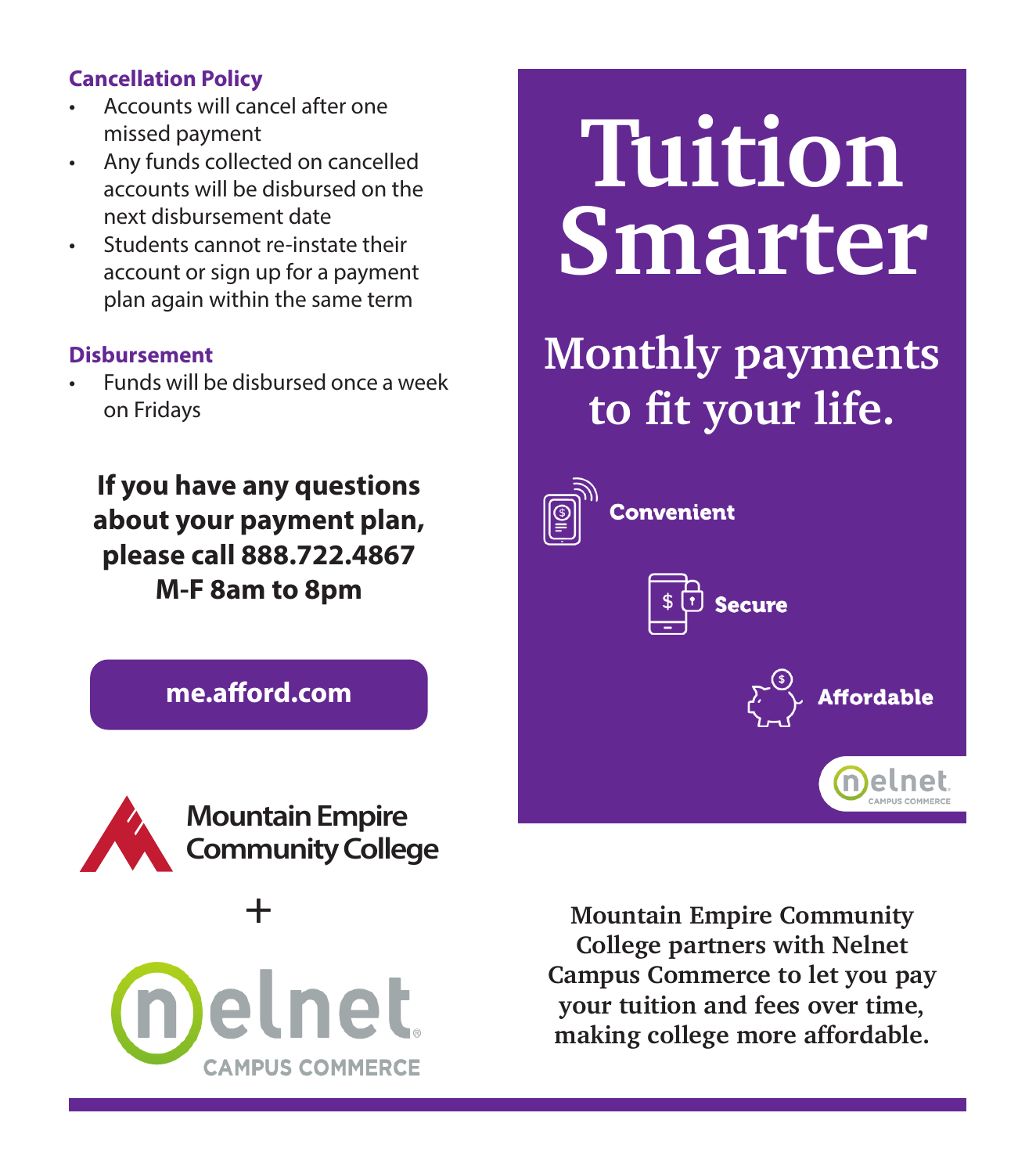**Cancellation Policy**

- Accounts will cancel after one missed payment
- Any funds collected on cancelled accounts will be disbursed on the next disbursement date
- Students cannot re-instate their account or sign up for a payment plan again within the same term

**Disbursement**

- Funds will be disbursed once a week on Fridays

**If you have any questions about your payment plan, please call 888.722.4867 M-F 8am to 8pm**

**me.afford.com**

Mountain Empire Community College

+

nelnet CAMPUS COMMERCE

# Tuition Smarter

## Monthly payments to fit your life.

**Convenient**

**Secure**

**Affordable**

nelnet CAMPUS COMMERCE

Mountain Empire Community College partners with Nelnet Campus Commerce to let you pay your tuition and fees over time, making college more affordable.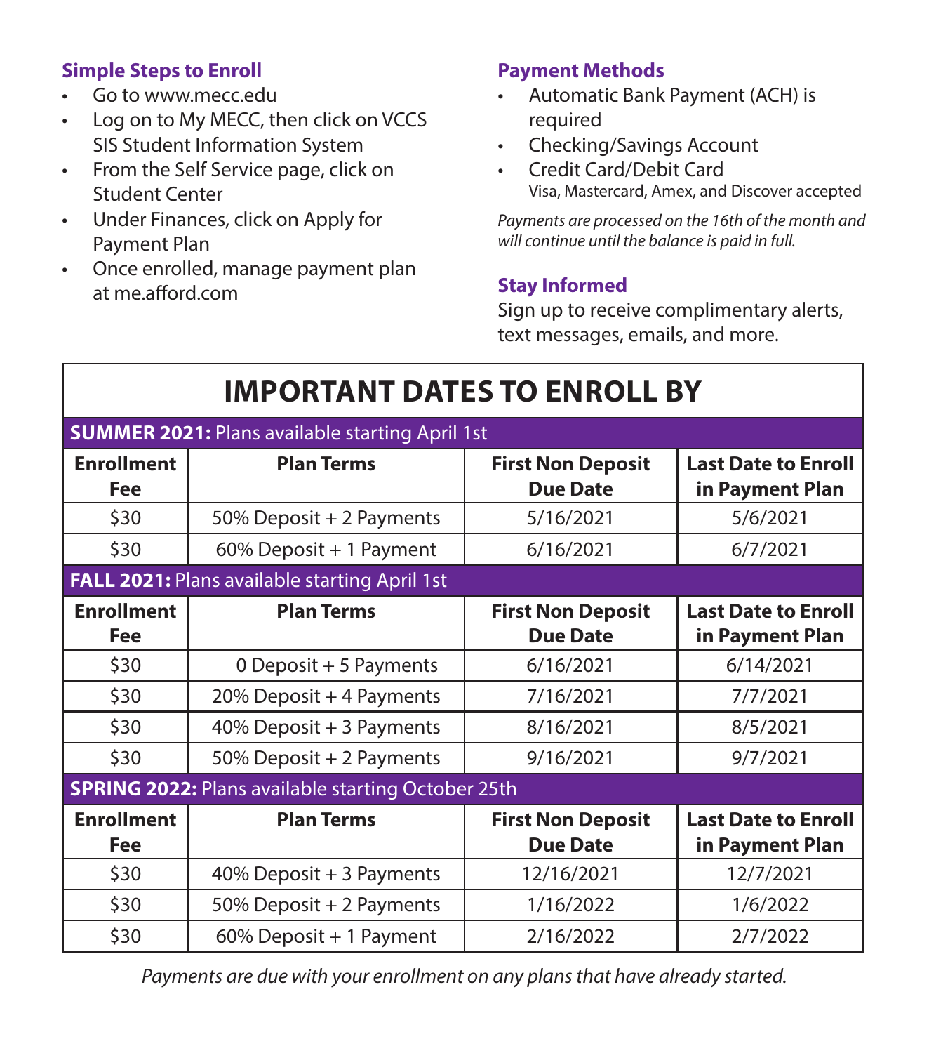### Simple Steps to Enroll

- Go to www.mecc.edu
- Log on to My MECC, then click on VCCS SIS Student Information System
- From the Self Service page, click on Student Center
- Under Finances, click on Apply for Payment Plan
- Once enrolled, manage payment plan at me.afford.com

### Payment Methods

- Automatic Bank Payment (ACH) is required
- Checking/Savings Account
- Credit Card/Debit Card  
  Visa, Mastercard, Amex, and Discover accepted

*Payments are processed on the 16th of the month and will continue until the balance is paid in full.*

### Stay Informed

Sign up to receive complimentary alerts, text messages, emails, and more.

## IMPORTANT DATES TO ENROLL BY

| Enrollment Fee | Plan Terms | First Non Deposit Due Date | Last Date to Enroll in Payment Plan |
|---|---|---|---|
| **SUMMER 2021:** Plans available starting April 1st | | | |
| $30 | 50% Deposit + 2 Payments | 5/16/2021 | 5/6/2021 |
| $30 | 60% Deposit + 1 Payment | 6/16/2021 | 6/7/2021 |
| **FALL 2021:** Plans available starting April 1st | | | |
| **Enrollment Fee** | **Plan Terms** | **First Non Deposit Due Date** | **Last Date to Enroll in Payment Plan** |
| $30 | 0 Deposit + 5 Payments | 6/16/2021 | 6/14/2021 |
| $30 | 20% Deposit + 4 Payments | 7/16/2021 | 7/7/2021 |
| $30 | 40% Deposit + 3 Payments | 8/16/2021 | 8/5/2021 |
| $30 | 50% Deposit + 2 Payments | 9/16/2021 | 9/7/2021 |
| **SPRING 2022:** Plans available starting October 25th | | | |
| **Enrollment Fee** | **Plan Terms** | **First Non Deposit Due Date** | **Last Date to Enroll in Payment Plan** |
| $30 | 40% Deposit + 3 Payments | 12/16/2021 | 12/7/2021 |
| $30 | 50% Deposit + 2 Payments | 1/16/2022 | 1/6/2022 |
| $30 | 60% Deposit + 1 Payment | 2/16/2022 | 2/7/2022 |

*Payments are due with your enrollment on any plans that have already started.*